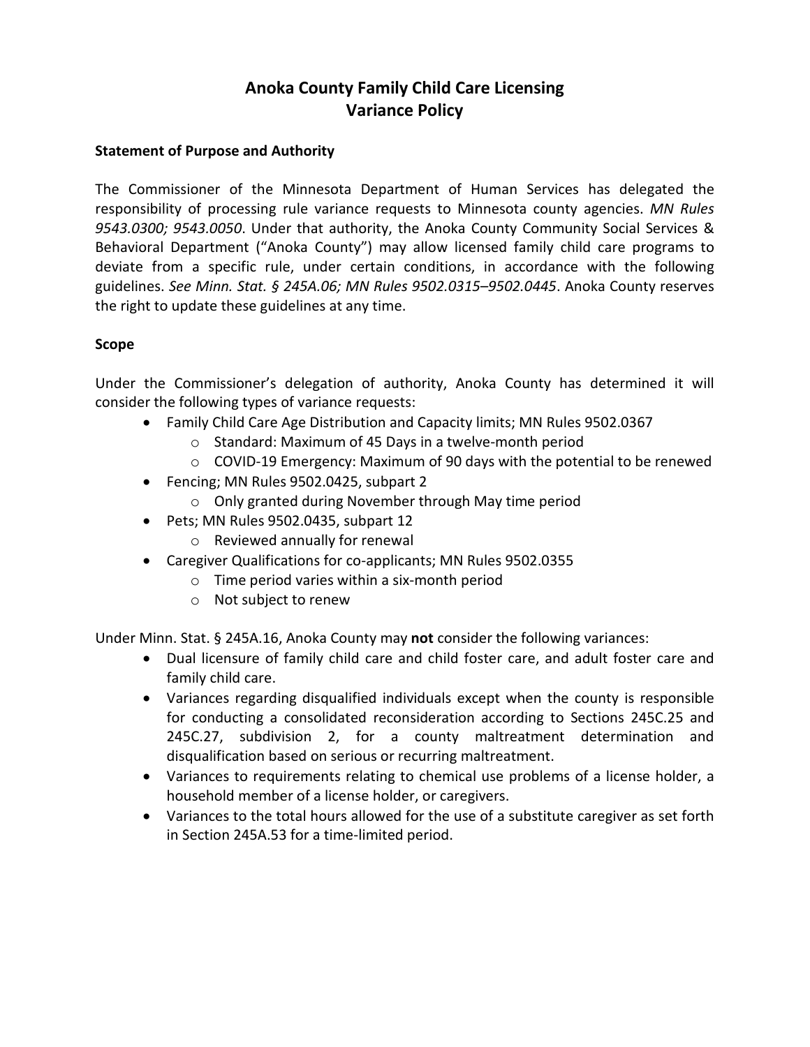# Anoka County Family Child Care Licensing
# Variance Policy

**Statement of Purpose and Authority**

The Commissioner of the Minnesota Department of Human Services has delegated the responsibility of processing rule variance requests to Minnesota county agencies. *MN Rules 9543.0300; 9543.0050*. Under that authority, the Anoka County Community Social Services & Behavioral Department ("Anoka County") may allow licensed family child care programs to deviate from a specific rule, under certain conditions, in accordance with the following guidelines. *See Minn. Stat. § 245A.06; MN Rules 9502.0315–9502.0445*. Anoka County reserves the right to update these guidelines at any time.

**Scope**

Under the Commissioner's delegation of authority, Anoka County has determined it will consider the following types of variance requests:

- Family Child Care Age Distribution and Capacity limits; MN Rules 9502.0367
  - Standard: Maximum of 45 Days in a twelve-month period
  - COVID-19 Emergency: Maximum of 90 days with the potential to be renewed
- Fencing; MN Rules 9502.0425, subpart 2
  - Only granted during November through May time period
- Pets; MN Rules 9502.0435, subpart 12
  - Reviewed annually for renewal
- Caregiver Qualifications for co-applicants; MN Rules 9502.0355
  - Time period varies within a six-month period
  - Not subject to renew

Under Minn. Stat. § 245A.16, Anoka County may **not** consider the following variances:

- Dual licensure of family child care and child foster care, and adult foster care and family child care.
- Variances regarding disqualified individuals except when the county is responsible for conducting a consolidated reconsideration according to Sections 245C.25 and 245C.27, subdivision 2, for a county maltreatment determination and disqualification based on serious or recurring maltreatment.
- Variances to requirements relating to chemical use problems of a license holder, a household member of a license holder, or caregivers.
- Variances to the total hours allowed for the use of a substitute caregiver as set forth in Section 245A.53 for a time-limited period.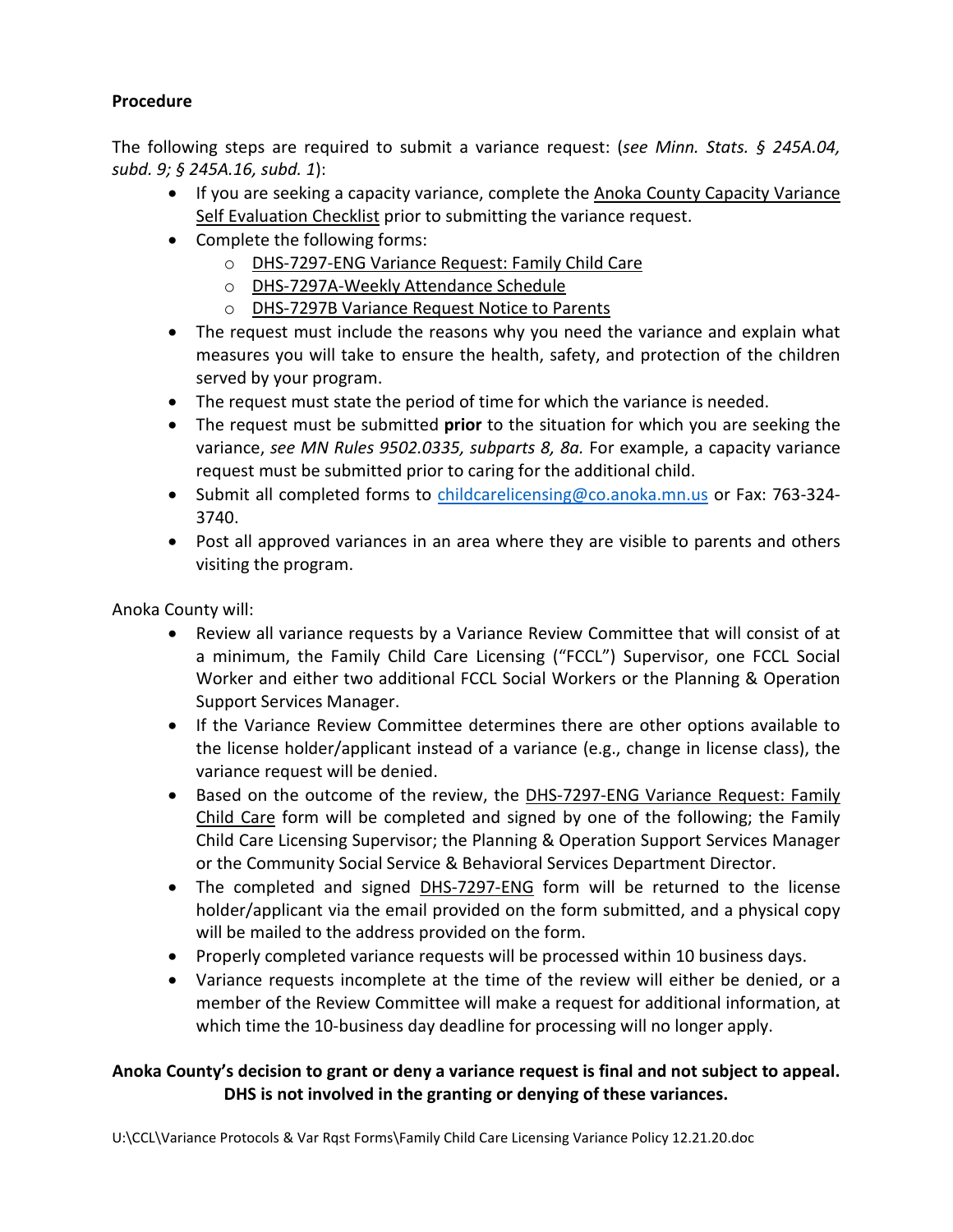**Procedure**

The following steps are required to submit a variance request: (*see Minn. Stats. § 245A.04, subd. 9; § 245A.16, subd. 1*):

- If you are seeking a capacity variance, complete the Anoka County Capacity Variance Self Evaluation Checklist prior to submitting the variance request.
- Complete the following forms:
  - DHS-7297-ENG Variance Request: Family Child Care
  - DHS-7297A-Weekly Attendance Schedule
  - DHS-7297B Variance Request Notice to Parents
- The request must include the reasons why you need the variance and explain what measures you will take to ensure the health, safety, and protection of the children served by your program.
- The request must state the period of time for which the variance is needed.
- The request must be submitted **prior** to the situation for which you are seeking the variance, *see MN Rules 9502.0335, subparts 8, 8a.* For example, a capacity variance request must be submitted prior to caring for the additional child.
- Submit all completed forms to childcarelicensing@co.anoka.mn.us or Fax: 763-324-3740.
- Post all approved variances in an area where they are visible to parents and others visiting the program.

Anoka County will:

- Review all variance requests by a Variance Review Committee that will consist of at a minimum, the Family Child Care Licensing ("FCCL") Supervisor, one FCCL Social Worker and either two additional FCCL Social Workers or the Planning & Operation Support Services Manager.
- If the Variance Review Committee determines there are other options available to the license holder/applicant instead of a variance (e.g., change in license class), the variance request will be denied.
- Based on the outcome of the review, the DHS-7297-ENG Variance Request: Family Child Care form will be completed and signed by one of the following; the Family Child Care Licensing Supervisor; the Planning & Operation Support Services Manager or the Community Social Service & Behavioral Services Department Director.
- The completed and signed DHS-7297-ENG form will be returned to the license holder/applicant via the email provided on the form submitted, and a physical copy will be mailed to the address provided on the form.
- Properly completed variance requests will be processed within 10 business days.
- Variance requests incomplete at the time of the review will either be denied, or a member of the Review Committee will make a request for additional information, at which time the 10-business day deadline for processing will no longer apply.

**Anoka County's decision to grant or deny a variance request is final and not subject to appeal. DHS is not involved in the granting or denying of these variances.**

U:\CCL\Variance Protocols & Var Rqst Forms\Family Child Care Licensing Variance Policy 12.21.20.doc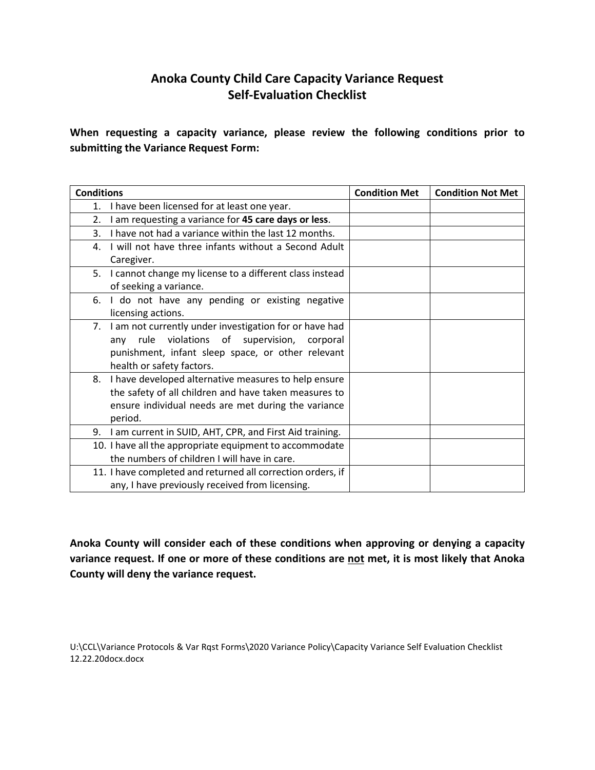# Anoka County Child Care Capacity Variance Request
# Self-Evaluation Checklist

**When requesting a capacity variance, please review the following conditions prior to submitting the Variance Request Form:**

| Conditions | Condition Met | Condition Not Met |
|---|---|---|
| 1. I have been licensed for at least one year. | | |
| 2. I am requesting a variance for **45 care days or less**. | | |
| 3. I have not had a variance within the last 12 months. | | |
| 4. I will not have three infants without a Second Adult Caregiver. | | |
| 5. I cannot change my license to a different class instead of seeking a variance. | | |
| 6. I do not have any pending or existing negative licensing actions. | | |
| 7. I am not currently under investigation for or have had any rule violations of supervision, corporal punishment, infant sleep space, or other relevant health or safety factors. | | |
| 8. I have developed alternative measures to help ensure the safety of all children and have taken measures to ensure individual needs are met during the variance period. | | |
| 9. I am current in SUID, AHT, CPR, and First Aid training. | | |
| 10. I have all the appropriate equipment to accommodate the numbers of children I will have in care. | | |
| 11. I have completed and returned all correction orders, if any, I have previously received from licensing. | | |

**Anoka County will consider each of these conditions when approving or denying a capacity variance request. If one or more of these conditions are <u>not</u> met, it is most likely that Anoka County will deny the variance request.**

U:\CCL\Variance Protocols & Var Rqst Forms\2020 Variance Policy\Capacity Variance Self Evaluation Checklist 12.22.20docx.docx